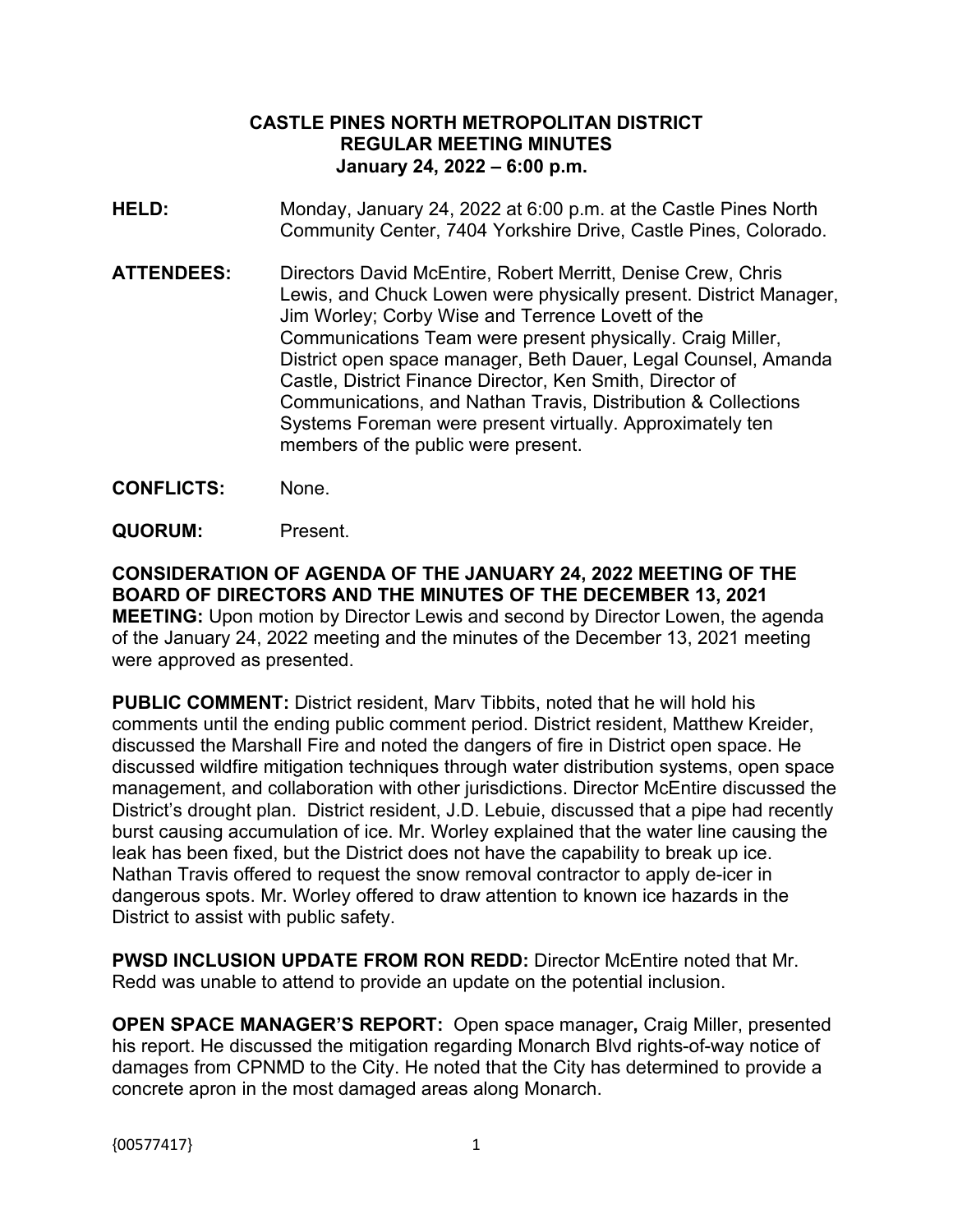**CASTLE PINES NORTH METROPOLITAN DISTRICT**
**REGULAR MEETING MINUTES**
**January 24, 2022 – 6:00 p.m.**

**HELD:** Monday, January 24, 2022 at 6:00 p.m. at the Castle Pines North Community Center, 7404 Yorkshire Drive, Castle Pines, Colorado.

**ATTENDEES:** Directors David McEntire, Robert Merritt, Denise Crew, Chris Lewis, and Chuck Lowen were physically present. District Manager, Jim Worley; Corby Wise and Terrence Lovett of the Communications Team were present physically. Craig Miller, District open space manager, Beth Dauer, Legal Counsel, Amanda Castle, District Finance Director, Ken Smith, Director of Communications, and Nathan Travis, Distribution & Collections Systems Foreman were present virtually. Approximately ten members of the public were present.

**CONFLICTS:** None.

**QUORUM:** Present.

**CONSIDERATION OF AGENDA OF THE JANUARY 24, 2022 MEETING OF THE BOARD OF DIRECTORS AND THE MINUTES OF THE DECEMBER 13, 2021 MEETING:** Upon motion by Director Lewis and second by Director Lowen, the agenda of the January 24, 2022 meeting and the minutes of the December 13, 2021 meeting were approved as presented.

**PUBLIC COMMENT:** District resident, Marv Tibbits, noted that he will hold his comments until the ending public comment period. District resident, Matthew Kreider, discussed the Marshall Fire and noted the dangers of fire in District open space. He discussed wildfire mitigation techniques through water distribution systems, open space management, and collaboration with other jurisdictions. Director McEntire discussed the District's drought plan. District resident, J.D. Lebuie, discussed that a pipe had recently burst causing accumulation of ice. Mr. Worley explained that the water line causing the leak has been fixed, but the District does not have the capability to break up ice. Nathan Travis offered to request the snow removal contractor to apply de-icer in dangerous spots. Mr. Worley offered to draw attention to known ice hazards in the District to assist with public safety.

**PWSD INCLUSION UPDATE FROM RON REDD:** Director McEntire noted that Mr. Redd was unable to attend to provide an update on the potential inclusion.

**OPEN SPACE MANAGER'S REPORT:** Open space manager**,** Craig Miller, presented his report. He discussed the mitigation regarding Monarch Blvd rights-of-way notice of damages from CPNMD to the City. He noted that the City has determined to provide a concrete apron in the most damaged areas along Monarch.

{00577417}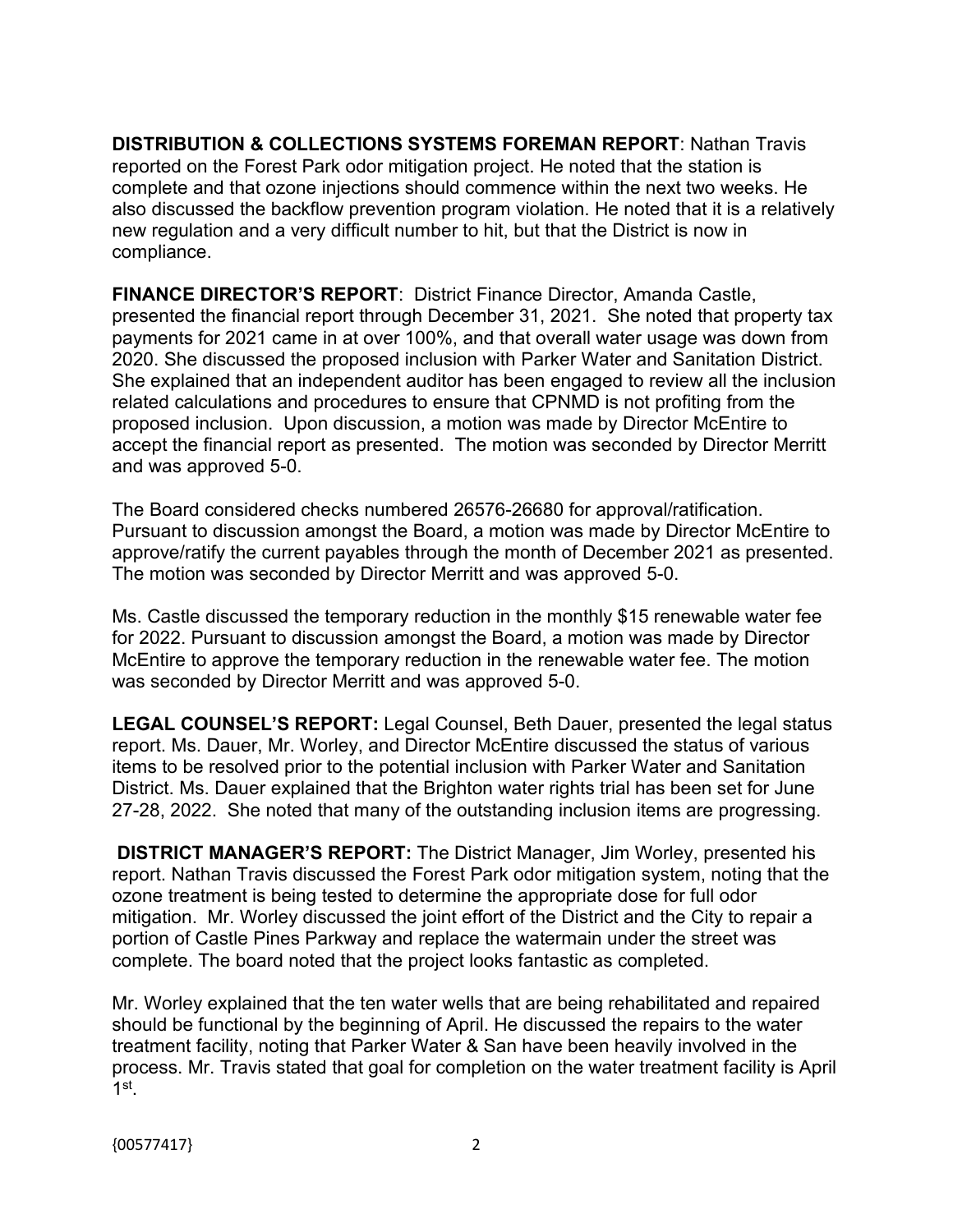**DISTRIBUTION & COLLECTIONS SYSTEMS FOREMAN REPORT**: Nathan Travis reported on the Forest Park odor mitigation project. He noted that the station is complete and that ozone injections should commence within the next two weeks. He also discussed the backflow prevention program violation. He noted that it is a relatively new regulation and a very difficult number to hit, but that the District is now in compliance.

**FINANCE DIRECTOR'S REPORT**: District Finance Director, Amanda Castle, presented the financial report through December 31, 2021. She noted that property tax payments for 2021 came in at over 100%, and that overall water usage was down from 2020. She discussed the proposed inclusion with Parker Water and Sanitation District. She explained that an independent auditor has been engaged to review all the inclusion related calculations and procedures to ensure that CPNMD is not profiting from the proposed inclusion. Upon discussion, a motion was made by Director McEntire to accept the financial report as presented. The motion was seconded by Director Merritt and was approved 5-0.

The Board considered checks numbered 26576-26680 for approval/ratification. Pursuant to discussion amongst the Board, a motion was made by Director McEntire to approve/ratify the current payables through the month of December 2021 as presented. The motion was seconded by Director Merritt and was approved 5-0.

Ms. Castle discussed the temporary reduction in the monthly $15 renewable water fee for 2022. Pursuant to discussion amongst the Board, a motion was made by Director McEntire to approve the temporary reduction in the renewable water fee. The motion was seconded by Director Merritt and was approved 5-0.

**LEGAL COUNSEL'S REPORT:** Legal Counsel, Beth Dauer, presented the legal status report. Ms. Dauer, Mr. Worley, and Director McEntire discussed the status of various items to be resolved prior to the potential inclusion with Parker Water and Sanitation District. Ms. Dauer explained that the Brighton water rights trial has been set for June 27-28, 2022. She noted that many of the outstanding inclusion items are progressing.

**DISTRICT MANAGER'S REPORT:** The District Manager, Jim Worley, presented his report. Nathan Travis discussed the Forest Park odor mitigation system, noting that the ozone treatment is being tested to determine the appropriate dose for full odor mitigation. Mr. Worley discussed the joint effort of the District and the City to repair a portion of Castle Pines Parkway and replace the watermain under the street was complete. The board noted that the project looks fantastic as completed.

Mr. Worley explained that the ten water wells that are being rehabilitated and repaired should be functional by the beginning of April. He discussed the repairs to the water treatment facility, noting that Parker Water & San have been heavily involved in the process. Mr. Travis stated that goal for completion on the water treatment facility is April 1st.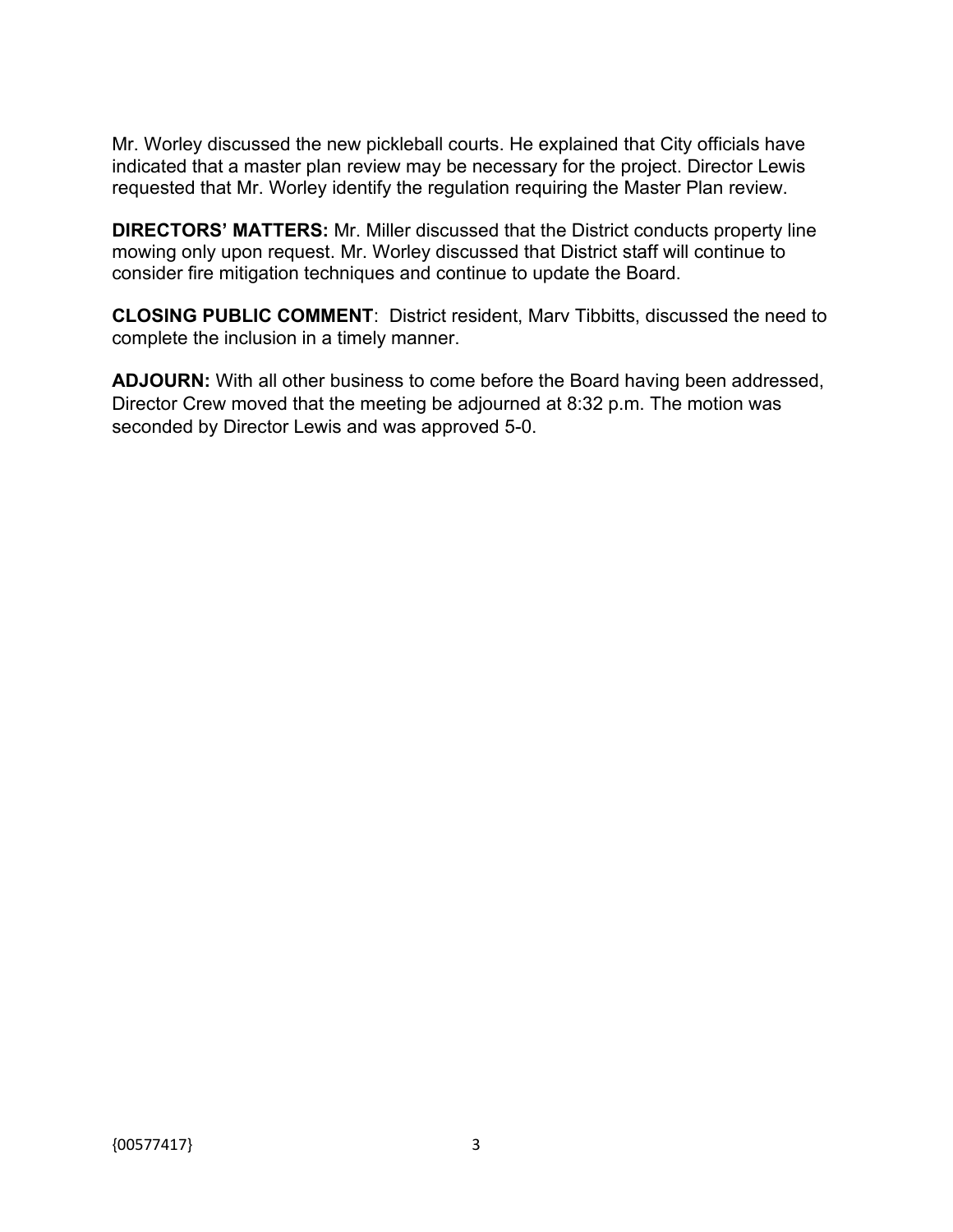Mr. Worley discussed the new pickleball courts. He explained that City officials have indicated that a master plan review may be necessary for the project. Director Lewis requested that Mr. Worley identify the regulation requiring the Master Plan review.

**DIRECTORS' MATTERS:** Mr. Miller discussed that the District conducts property line mowing only upon request. Mr. Worley discussed that District staff will continue to consider fire mitigation techniques and continue to update the Board.

**CLOSING PUBLIC COMMENT**: District resident, Marv Tibbitts, discussed the need to complete the inclusion in a timely manner.

**ADJOURN:** With all other business to come before the Board having been addressed, Director Crew moved that the meeting be adjourned at 8:32 p.m. The motion was seconded by Director Lewis and was approved 5-0.

{00577417}